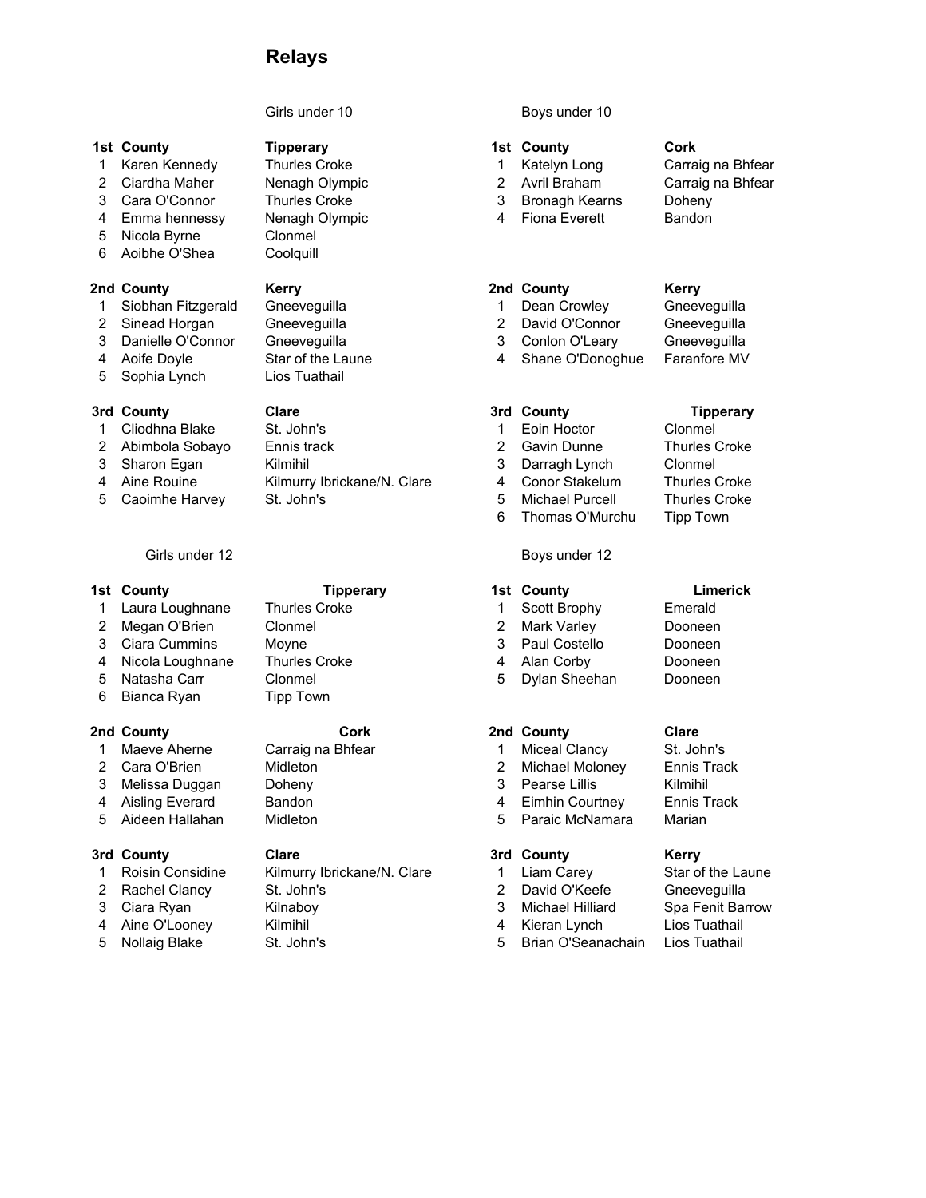# Relays

## Girls under 10

| | | |
|---|---|---|
| **1st** | **County** | **Tipperary** |
| 1 | Karen Kennedy | Thurles Croke |
| 2 | Ciardha Maher | Nenagh Olympic |
| 3 | Cara O'Connor | Thurles Croke |
| 4 | Emma hennessy | Nenagh Olympic |
| 5 | Nicola Byrne | Clonmel |
| 6 | Aoibhe O'Shea | Coolquill |
| **2nd** | **County** | **Kerry** |
| 1 | Siobhan Fitzgerald | Gneeveguilla |
| 2 | Sinead Horgan | Gneeveguilla |
| 3 | Danielle O'Connor | Gneeveguilla |
| 4 | Aoife Doyle | Star of the Laune |
| 5 | Sophia Lynch | Lios Tuathail |
| **3rd** | **County** | **Clare** |
| 1 | Cliodhna Blake | St. John's |
| 2 | Abimbola Sobayo | Ennis track |
| 3 | Sharon Egan | Kilmihil |
| 4 | Aine Rouine | Kilmurry Ibrickane/N. Clare |
| 5 | Caoimhe Harvey | St. John's |

## Boys under 10

| | | |
|---|---|---|
| **1st** | **County** | **Cork** |
| 1 | Katelyn Long | Carraig na Bhfear |
| 2 | Avril Braham | Carraig na Bhfear |
| 3 | Bronagh Kearns | Doheny |
| 4 | Fiona Everett | Bandon |
| **2nd** | **County** | **Kerry** |
| 1 | Dean Crowley | Gneeveguilla |
| 2 | David O'Connor | Gneeveguilla |
| 3 | Conlon O'Leary | Gneeveguilla |
| 4 | Shane O'Donoghue | Faranfore MV |
| **3rd** | **County** | **Tipperary** |
| 1 | Eoin Hoctor | Clonmel |
| 2 | Gavin Dunne | Thurles Croke |
| 3 | Darragh Lynch | Clonmel |
| 4 | Conor Stakelum | Thurles Croke |
| 5 | Michael Purcell | Thurles Croke |
| 6 | Thomas O'Murchu | Tipp Town |

## Girls under 12

| | | |
|---|---|---|
| **1st** | **County** | **Tipperary** |
| 1 | Laura Loughnane | Thurles Croke |
| 2 | Megan O'Brien | Clonmel |
| 3 | Ciara Cummins | Moyne |
| 4 | Nicola Loughnane | Thurles Croke |
| 5 | Natasha Carr | Clonmel |
| 6 | Bianca Ryan | Tipp Town |
| **2nd** | **County** | **Cork** |
| 1 | Maeve Aherne | Carraig na Bhfear |
| 2 | Cara O'Brien | Midleton |
| 3 | Melissa Duggan | Doheny |
| 4 | Aisling Everard | Bandon |
| 5 | Aideen Hallahan | Midleton |
| **3rd** | **County** | **Clare** |
| 1 | Roisin Considine | Kilmurry Ibrickane/N. Clare |
| 2 | Rachel Clancy | St. John's |
| 3 | Ciara Ryan | Kilnaboy |
| 4 | Aine O'Looney | Kilmihil |
| 5 | Nollaig Blake | St. John's |

## Boys under 12

| | | |
|---|---|---|
| **1st** | **County** | **Limerick** |
| 1 | Scott Brophy | Emerald |
| 2 | Mark Varley | Dooneen |
| 3 | Paul Costello | Dooneen |
| 4 | Alan Corby | Dooneen |
| 5 | Dylan Sheehan | Dooneen |
| **2nd** | **County** | **Clare** |
| 1 | Miceal Clancy | St. John's |
| 2 | Michael Moloney | Ennis Track |
| 3 | Pearse Lillis | Kilmihil |
| 4 | Eimhin Courtney | Ennis Track |
| 5 | Paraic McNamara | Marian |
| **3rd** | **County** | **Kerry** |
| 1 | Liam Carey | Star of the Laune |
| 2 | David O'Keefe | Gneeveguilla |
| 3 | Michael Hilliard | Spa Fenit Barrow |
| 4 | Kieran Lynch | Lios Tuathail |
| 5 | Brian O'Seanachain | Lios Tuathail |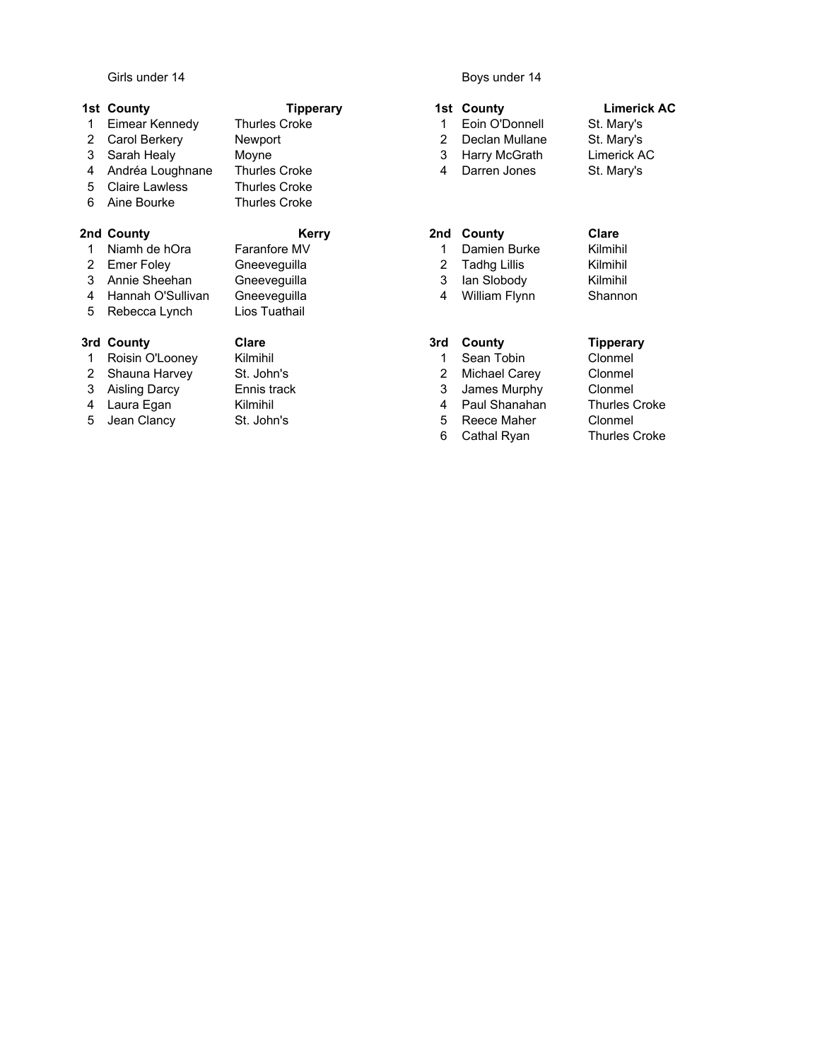Girls under 14

| 1st | County | Tipperary |
|---|---|---|
| 1 | Eimear Kennedy | Thurles Croke |
| 2 | Carol Berkery | Newport |
| 3 | Sarah Healy | Moyne |
| 4 | Andréa Loughnane | Thurles Croke |
| 5 | Claire Lawless | Thurles Croke |
| 6 | Aine Bourke | Thurles Croke |

| 2nd | County | Kerry |
|---|---|---|
| 1 | Niamh de hOra | Faranfore MV |
| 2 | Emer Foley | Gneeveguilla |
| 3 | Annie Sheehan | Gneeveguilla |
| 4 | Hannah O'Sullivan | Gneeveguilla |
| 5 | Rebecca Lynch | Lios Tuathail |

| 3rd | County | Clare |
|---|---|---|
| 1 | Roisin O'Looney | Kilmihil |
| 2 | Shauna Harvey | St. John's |
| 3 | Aisling Darcy | Ennis track |
| 4 | Laura Egan | Kilmihil |
| 5 | Jean Clancy | St. John's |

Boys under 14

| 1st | County | Limerick AC |
|---|---|---|
| 1 | Eoin O'Donnell | St. Mary's |
| 2 | Declan Mullane | St. Mary's |
| 3 | Harry McGrath | Limerick AC |
| 4 | Darren Jones | St. Mary's |

| 2nd | County | Clare |
|---|---|---|
| 1 | Damien Burke | Kilmihil |
| 2 | Tadhg Lillis | Kilmihil |
| 3 | Ian Slobody | Kilmihil |
| 4 | William Flynn | Shannon |

| 3rd | County | Tipperary |
|---|---|---|
| 1 | Sean Tobin | Clonmel |
| 2 | Michael Carey | Clonmel |
| 3 | James Murphy | Clonmel |
| 4 | Paul Shanahan | Thurles Croke |
| 5 | Reece Maher | Clonmel |
| 6 | Cathal Ryan | Thurles Croke |